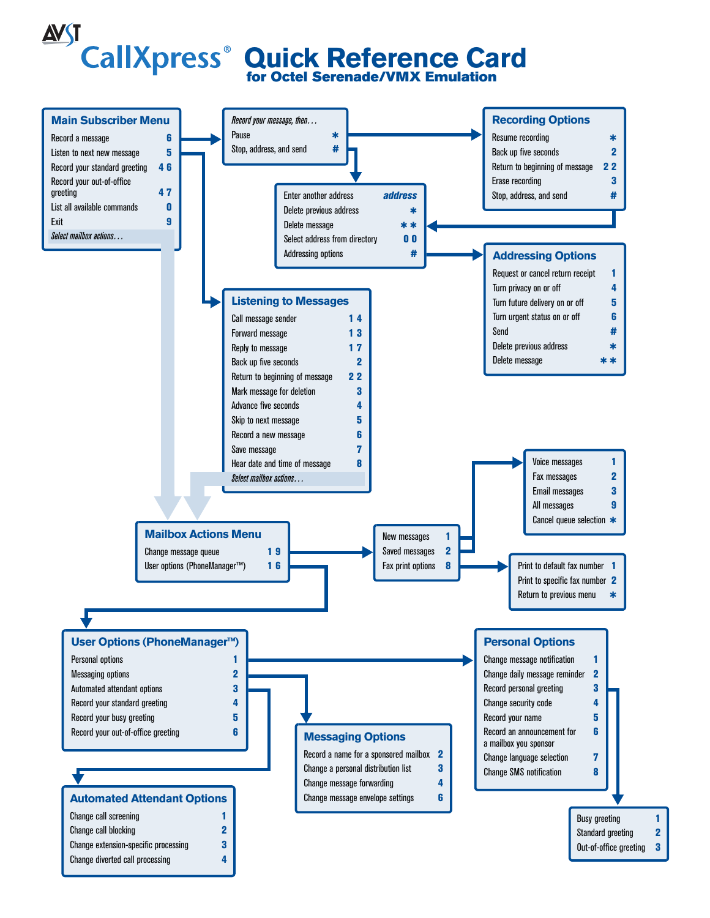# AVST CallXpress® Quick Reference Card

## for Octel Serenade/VMX Emulation

### Main Subscriber Menu

| | |
|---|---|
| Record a message | 6 |
| Listen to next new message | 5 |
| Record your standard greeting | 4 6 |
| Record your out-of-office greeting | 4 7 |
| List all available commands | 0 |
| Exit | 9 |

*Select mailbox actions. . .*

### Record your message, then. . .

| | |
|---|---|
| Pause | * |
| Stop, address, and send | # |

### Recording Options

| | |
|---|---|
| Resume recording | * |
| Back up five seconds | 2 |
| Return to beginning of message | 2 2 |
| Erase recording | 3 |
| Stop, address, and send | # |

### Addressing

| | |
|---|---|
| Enter another address | *address* |
| Delete previous address | * |
| Delete message | * * |
| Select address from directory | 0 0 |
| Addressing options | # |

### Addressing Options

| | |
|---|---|
| Request or cancel return receipt | 1 |
| Turn privacy on or off | 4 |
| Turn future delivery on or off | 5 |
| Turn urgent status on or off | 6 |
| Send | # |
| Delete previous address | * |
| Delete message | * * |

### Listening to Messages

| | |
|---|---|
| Call message sender | 1 4 |
| Forward message | 1 3 |
| Reply to message | 1 7 |
| Back up five seconds | 2 |
| Return to beginning of message | 2 2 |
| Mark message for deletion | 3 |
| Advance five seconds | 4 |
| Skip to next message | 5 |
| Record a new message | 6 |
| Save message | 7 |
| Hear date and time of message | 8 |

*Select mailbox actions. . .*

### Mailbox Actions Menu

| | |
|---|---|
| Change message queue | 1 9 |
| User options (PhoneManager™) | 1 6 |

### Change Message Queue

| | |
|---|---|
| New messages | 1 |
| Saved messages | 2 |
| Fax print options | 8 |

### Message Types

| | |
|---|---|
| Voice messages | 1 |
| Fax messages | 2 |
| Email messages | 3 |
| All messages | 9 |
| Cancel queue selection | * |

### Fax Print Options

| | |
|---|---|
| Print to default fax number | 1 |
| Print to specific fax number | 2 |
| Return to previous menu | * |

### User Options (PhoneManager™)

| | |
|---|---|
| Personal options | 1 |
| Messaging options | 2 |
| Automated attendant options | 3 |
| Record your standard greeting | 4 |
| Record your busy greeting | 5 |
| Record your out-of-office greeting | 6 |

### Personal Options

| | |
|---|---|
| Change message notification | 1 |
| Change daily message reminder | 2 |
| Record personal greeting | 3 |
| Change security code | 4 |
| Record your name | 5 |
| Record an announcement for a mailbox you sponsor | 6 |
| Change language selection | 7 |
| Change SMS notification | 8 |

### Record Personal Greeting

| | |
|---|---|
| Busy greeting | 1 |
| Standard greeting | 2 |
| Out-of-office greeting | 3 |

### Messaging Options

| | |
|---|---|
| Record a name for a sponsored mailbox | 2 |
| Change a personal distribution list | 3 |
| Change message forwarding | 4 |
| Change message envelope settings | 6 |

### Automated Attendant Options

| | |
|---|---|
| Change call screening | 1 |
| Change call blocking | 2 |
| Change extension-specific processing | 3 |
| Change diverted call processing | 4 |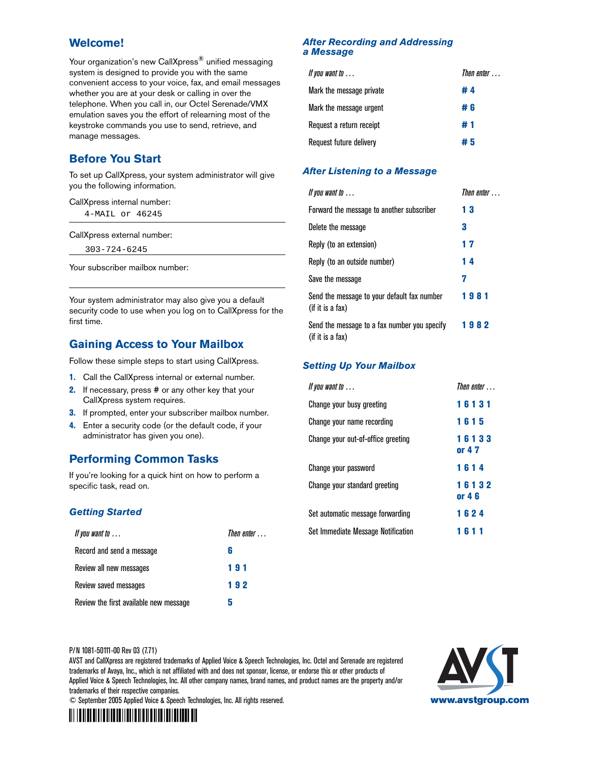## Welcome!

Your organization's new CallXpress® unified messaging system is designed to provide you with the same convenient access to your voice, fax, and email messages whether you are at your desk or calling in over the telephone. When you call in, our Octel Serenade/VMX emulation saves you the effort of relearning most of the keystroke commands you use to send, retrieve, and manage messages.

## Before You Start

To set up CallXpress, your system administrator will give you the following information.

CallXpress internal number:

```
4-MAIL or 46245
```

CallXpress external number:

```
303-724-6245
```

Your subscriber mailbox number:

Your system administrator may also give you a default security code to use when you log on to CallXpress for the first time.

## Gaining Access to Your Mailbox

Follow these simple steps to start using CallXpress.

1. Call the CallXpress internal or external number.
2. If necessary, press # or any other key that your CallXpress system requires.
3. If prompted, enter your subscriber mailbox number.
4. Enter a security code (or the default code, if your administrator has given you one).

## Performing Common Tasks

If you're looking for a quick hint on how to perform a specific task, read on.

### Getting Started

| *If you want to . . .* | *Then enter . . .* |
|---|---|
| Record and send a message | **6** |
| Review all new messages | **1 9 1** |
| Review saved messages | **1 9 2** |
| Review the first available new message | **5** |

### After Recording and Addressing a Message

| *If you want to . . .* | *Then enter . . .* |
|---|---|
| Mark the message private | **# 4** |
| Mark the message urgent | **# 6** |
| Request a return receipt | **# 1** |
| Request future delivery | **# 5** |

### After Listening to a Message

| *If you want to . . .* | *Then enter . . .* |
|---|---|
| Forward the message to another subscriber | **1 3** |
| Delete the message | **3** |
| Reply (to an extension) | **1 7** |
| Reply (to an outside number) | **1 4** |
| Save the message | **7** |
| Send the message to your default fax number (if it is a fax) | **1 9 8 1** |
| Send the message to a fax number you specify (if it is a fax) | **1 9 8 2** |

### Setting Up Your Mailbox

| *If you want to . . .* | *Then enter . . .* |
|---|---|
| Change your busy greeting | **1 6 1 3 1** |
| Change your name recording | **1 6 1 5** |
| Change your out-of-office greeting | **1 6 1 3 3 or 4 7** |
| Change your password | **1 6 1 4** |
| Change your standard greeting | **1 6 1 3 2 or 4 6** |
| Set automatic message forwarding | **1 6 2 4** |
| Set Immediate Message Notification | **1 6 1 1** |

P/N 1081-50111-00 Rev 03 (7.71)

AVST and CallXpress are registered trademarks of Applied Voice & Speech Technologies, Inc. Octel and Serenade are registered trademarks of Avaya, Inc., which is not affiliated with and does not sponsor, license, or endorse this or other products of Applied Voice & Speech Technologies, Inc. All other company names, brand names, and product names are the property and/or trademarks of their respective companies.

© September 2005 Applied Voice & Speech Technologies, Inc. All rights reserved.

AVST

www.avstgroup.com